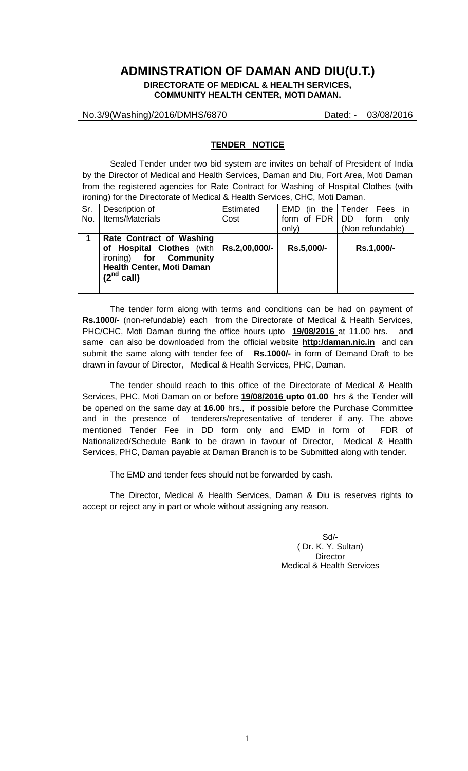# ADMINSTRATION OF DAMAN AND DIU(U.T.)

**DIRECTORATE OF MEDICAL & HEALTH SERVICES,**
**COMMUNITY HEALTH CENTER, MOTI DAMAN.**

No.3/9(Washing)/2016/DMHS/6870 Dated: - 03/08/2016

**TENDER NOTICE**

Sealed Tender under two bid system are invites on behalf of President of India by the Director of Medical and Health Services, Daman and Diu, Fort Area, Moti Daman from the registered agencies for Rate Contract for Washing of Hospital Clothes (with ironing) for the Directorate of Medical & Health Services, CHC, Moti Daman.

| Sr. No. | Description of Items/Materials | Estimated Cost | EMD (in the form of FDR only) | Tender Fees in DD form only (Non refundable) |
|---|---|---|---|---|
| **1** | **Rate Contract of Washing of Hospital Clothes** (with ironing) **for Community Health Center, Moti Daman ($2^{nd}$ call)** | **Rs.2,00,000/-** | **Rs.5,000/-** | **Rs.1,000/-** |

The tender form along with terms and conditions can be had on payment of **Rs.1000/-** (non-refundable) each from the Directorate of Medical & Health Services, PHC/CHC, Moti Daman during the office hours upto **19/08/2016** at 11.00 hrs. and same can also be downloaded from the official website **http:/daman.nic.in** and can submit the same along with tender fee of **Rs.1000/-** in form of Demand Draft to be drawn in favour of Director, Medical & Health Services, PHC, Daman.

The tender should reach to this office of the Directorate of Medical & Health Services, PHC, Moti Daman on or before **19/08/2016 upto 01.00** hrs & the Tender will be opened on the same day at **16.00** hrs., if possible before the Purchase Committee and in the presence of tenderers/representative of tenderer if any. The above mentioned Tender Fee in DD form only and EMD in form of FDR of Nationalized/Schedule Bank to be drawn in favour of Director, Medical & Health Services, PHC, Daman payable at Daman Branch is to be Submitted along with tender.

The EMD and tender fees should not be forwarded by cash.

The Director, Medical & Health Services, Daman & Diu is reserves rights to accept or reject any in part or whole without assigning any reason.

Sd/-
( Dr. K. Y. Sultan)
Director
Medical & Health Services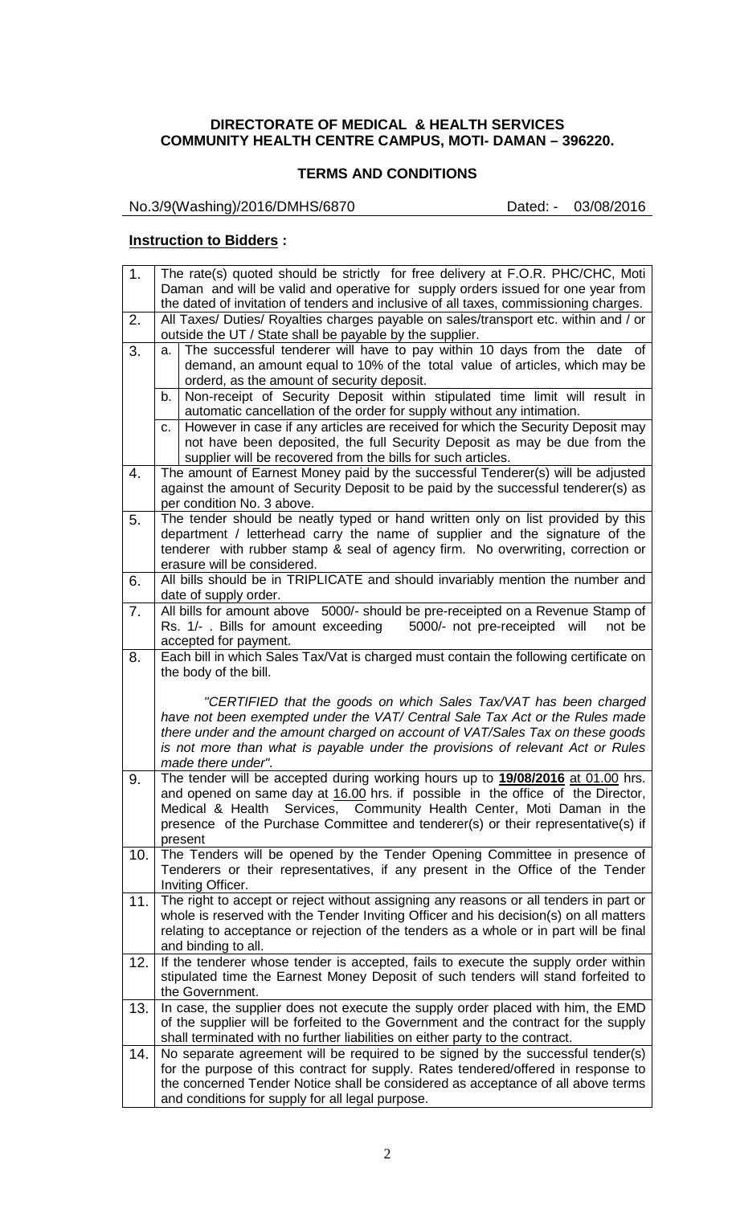**DIRECTORATE OF MEDICAL & HEALTH SERVICES**
**COMMUNITY HEALTH CENTRE CAMPUS, MOTI- DAMAN – 396220.**

**TERMS AND CONDITIONS**

No.3/9(Washing)/2016/DMHS/6870 Dated: - 03/08/2016

**Instruction to Bidders :**

| | | |
|---|---|---|
| 1. | The rate(s) quoted should be strictly for free delivery at F.O.R. PHC/CHC, Moti Daman and will be valid and operative for supply orders issued for one year from the dated of invitation of tenders and inclusive of all taxes, commissioning charges. | |
| 2. | All Taxes/ Duties/ Royalties charges payable on sales/transport etc. within and / or outside the UT / State shall be payable by the supplier. | |
| 3. | a. | The successful tenderer will have to pay within 10 days from the date of demand, an amount equal to 10% of the total value of articles, which may be orderd, as the amount of security deposit. |
| | b. | Non-receipt of Security Deposit within stipulated time limit will result in automatic cancellation of the order for supply without any intimation. |
| | c. | However in case if any articles are received for which the Security Deposit may not have been deposited, the full Security Deposit as may be due from the supplier will be recovered from the bills for such articles. |
| 4. | The amount of Earnest Money paid by the successful Tenderer(s) will be adjusted against the amount of Security Deposit to be paid by the successful tenderer(s) as per condition No. 3 above. | |
| 5. | The tender should be neatly typed or hand written only on list provided by this department / letterhead carry the name of supplier and the signature of the tenderer with rubber stamp & seal of agency firm. No overwriting, correction or erasure will be considered. | |
| 6. | All bills should be in TRIPLICATE and should invariably mention the number and date of supply order. | |
| 7. | All bills for amount above 5000/- should be pre-receipted on a Revenue Stamp of Rs. 1/- . Bills for amount exceeding 5000/- not pre-receipted will not be accepted for payment. | |
| 8. | Each bill in which Sales Tax/Vat is charged must contain the following certificate on the body of the bill.<br><br>*"CERTIFIED that the goods on which Sales Tax/VAT has been charged have not been exempted under the VAT/ Central Sale Tax Act or the Rules made there under and the amount charged on account of VAT/Sales Tax on these goods is not more than what is payable under the provisions of relevant Act or Rules made there under".* | |
| 9. | The tender will be accepted during working hours up to **19/08/2016** at 01.00 hrs. and opened on same day at 16.00 hrs. if possible in the office of the Director, Medical & Health Services, Community Health Center, Moti Daman in the presence of the Purchase Committee and tenderer(s) or their representative(s) if present | |
| 10. | The Tenders will be opened by the Tender Opening Committee in presence of Tenderers or their representatives, if any present in the Office of the Tender Inviting Officer. | |
| 11. | The right to accept or reject without assigning any reasons or all tenders in part or whole is reserved with the Tender Inviting Officer and his decision(s) on all matters relating to acceptance or rejection of the tenders as a whole or in part will be final and binding to all. | |
| 12. | If the tenderer whose tender is accepted, fails to execute the supply order within stipulated time the Earnest Money Deposit of such tenders will stand forfeited to the Government. | |
| 13. | In case, the supplier does not execute the supply order placed with him, the EMD of the supplier will be forfeited to the Government and the contract for the supply shall terminated with no further liabilities on either party to the contract. | |
| 14. | No separate agreement will be required to be signed by the successful tender(s) for the purpose of this contract for supply. Rates tendered/offered in response to the concerned Tender Notice shall be considered as acceptance of all above terms and conditions for supply for all legal purpose. | |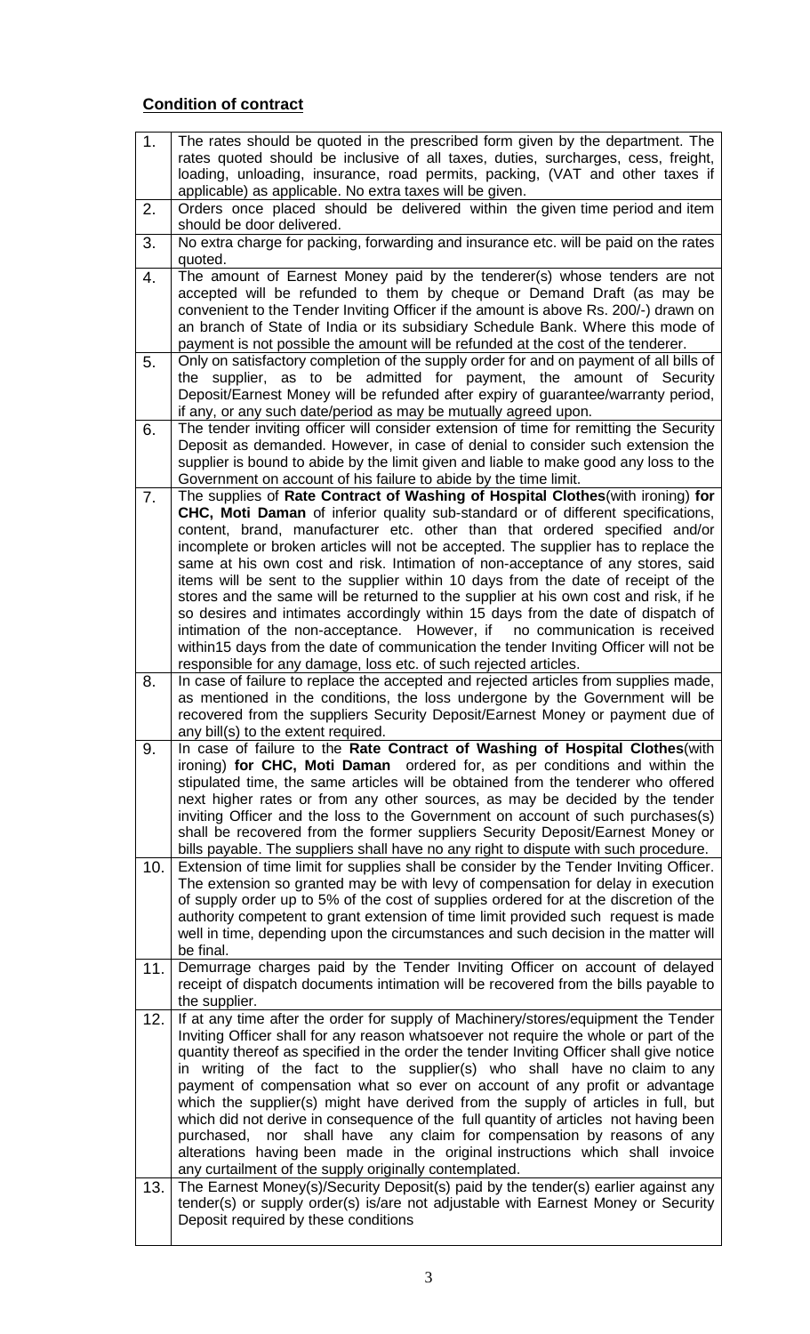## **Condition of contract**

| | |
|---|---|
| 1. | The rates should be quoted in the prescribed form given by the department. The rates quoted should be inclusive of all taxes, duties, surcharges, cess, freight, loading, unloading, insurance, road permits, packing, (VAT and other taxes if applicable) as applicable. No extra taxes will be given. |
| 2. | Orders once placed should be delivered within the given time period and item should be door delivered. |
| 3. | No extra charge for packing, forwarding and insurance etc. will be paid on the rates quoted. |
| 4. | The amount of Earnest Money paid by the tenderer(s) whose tenders are not accepted will be refunded to them by cheque or Demand Draft (as may be convenient to the Tender Inviting Officer if the amount is above Rs. 200/-) drawn on an branch of State of India or its subsidiary Schedule Bank. Where this mode of payment is not possible the amount will be refunded at the cost of the tenderer. |
| 5. | Only on satisfactory completion of the supply order for and on payment of all bills of the supplier, as to be admitted for payment, the amount of Security Deposit/Earnest Money will be refunded after expiry of guarantee/warranty period, if any, or any such date/period as may be mutually agreed upon. |
| 6. | The tender inviting officer will consider extension of time for remitting the Security Deposit as demanded. However, in case of denial to consider such extension the supplier is bound to abide by the limit given and liable to make good any loss to the Government on account of his failure to abide by the time limit. |
| 7. | The supplies of **Rate Contract of Washing of Hospital Clothes**(with ironing) **for CHC, Moti Daman** of inferior quality sub-standard or of different specifications, content, brand, manufacturer etc. other than that ordered specified and/or incomplete or broken articles will not be accepted. The supplier has to replace the same at his own cost and risk. Intimation of non-acceptance of any stores, said items will be sent to the supplier within 10 days from the date of receipt of the stores and the same will be returned to the supplier at his own cost and risk, if he so desires and intimates accordingly within 15 days from the date of dispatch of intimation of the non-acceptance. However, if no communication is received within15 days from the date of communication the tender Inviting Officer will not be responsible for any damage, loss etc. of such rejected articles. |
| 8. | In case of failure to replace the accepted and rejected articles from supplies made, as mentioned in the conditions, the loss undergone by the Government will be recovered from the suppliers Security Deposit/Earnest Money or payment due of any bill(s) to the extent required. |
| 9. | In case of failure to the **Rate Contract of Washing of Hospital Clothes**(with ironing) **for CHC, Moti Daman** ordered for, as per conditions and within the stipulated time, the same articles will be obtained from the tenderer who offered next higher rates or from any other sources, as may be decided by the tender inviting Officer and the loss to the Government on account of such purchases(s) shall be recovered from the former suppliers Security Deposit/Earnest Money or bills payable. The suppliers shall have no any right to dispute with such procedure. |
| 10. | Extension of time limit for supplies shall be consider by the Tender Inviting Officer. The extension so granted may be with levy of compensation for delay in execution of supply order up to 5% of the cost of supplies ordered for at the discretion of the authority competent to grant extension of time limit provided such request is made well in time, depending upon the circumstances and such decision in the matter will be final. |
| 11. | Demurrage charges paid by the Tender Inviting Officer on account of delayed receipt of dispatch documents intimation will be recovered from the bills payable to the supplier. |
| 12. | If at any time after the order for supply of Machinery/stores/equipment the Tender Inviting Officer shall for any reason whatsoever not require the whole or part of the quantity thereof as specified in the order the tender Inviting Officer shall give notice in writing of the fact to the supplier(s) who shall have no claim to any payment of compensation what so ever on account of any profit or advantage which the supplier(s) might have derived from the supply of articles in full, but which did not derive in consequence of the full quantity of articles not having been purchased, nor shall have any claim for compensation by reasons of any alterations having been made in the original instructions which shall invoice any curtailment of the supply originally contemplated. |
| 13. | The Earnest Money(s)/Security Deposit(s) paid by the tender(s) earlier against any tender(s) or supply order(s) is/are not adjustable with Earnest Money or Security Deposit required by these conditions |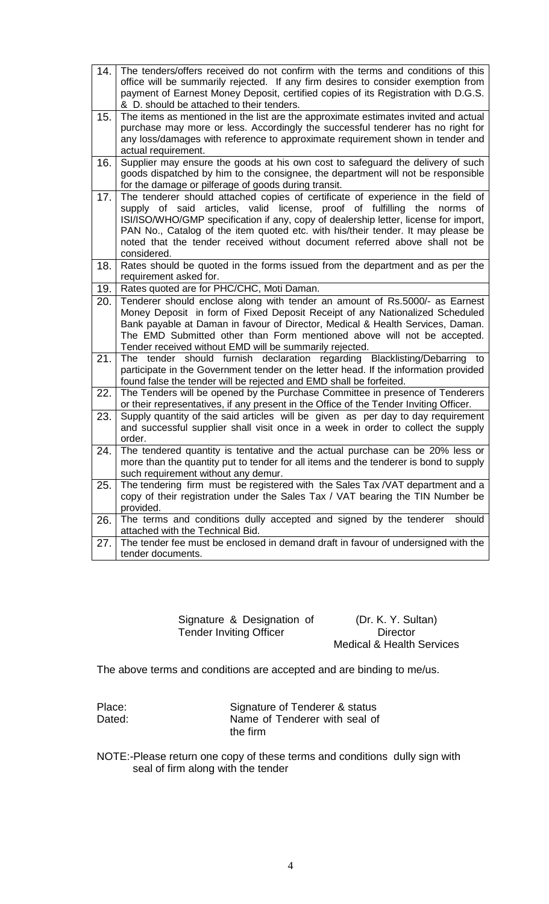| | |
|---|---|
| 14. | The tenders/offers received do not confirm with the terms and conditions of this office will be summarily rejected. If any firm desires to consider exemption from payment of Earnest Money Deposit, certified copies of its Registration with D.G.S. & D. should be attached to their tenders. |
| 15. | The items as mentioned in the list are the approximate estimates invited and actual purchase may more or less. Accordingly the successful tenderer has no right for any loss/damages with reference to approximate requirement shown in tender and actual requirement. |
| 16. | Supplier may ensure the goods at his own cost to safeguard the delivery of such goods dispatched by him to the consignee, the department will not be responsible for the damage or pilferage of goods during transit. |
| 17. | The tenderer should attached copies of certificate of experience in the field of supply of said articles, valid license, proof of fulfilling the norms of ISI/ISO/WHO/GMP specification if any, copy of dealership letter, license for import, PAN No., Catalog of the item quoted etc. with his/their tender. It may please be noted that the tender received without document referred above shall not be considered. |
| 18. | Rates should be quoted in the forms issued from the department and as per the requirement asked for. |
| 19. | Rates quoted are for PHC/CHC, Moti Daman. |
| 20. | Tenderer should enclose along with tender an amount of Rs.5000/- as Earnest Money Deposit in form of Fixed Deposit Receipt of any Nationalized Scheduled Bank payable at Daman in favour of Director, Medical & Health Services, Daman. The EMD Submitted other than Form mentioned above will not be accepted. Tender received without EMD will be summarily rejected. |
| 21. | The tender should furnish declaration regarding Blacklisting/Debarring to participate in the Government tender on the letter head. If the information provided found false the tender will be rejected and EMD shall be forfeited. |
| 22. | The Tenders will be opened by the Purchase Committee in presence of Tenderers or their representatives, if any present in the Office of the Tender Inviting Officer. |
| 23. | Supply quantity of the said articles will be given as per day to day requirement and successful supplier shall visit once in a week in order to collect the supply order. |
| 24. | The tendered quantity is tentative and the actual purchase can be 20% less or more than the quantity put to tender for all items and the tenderer is bond to supply such requirement without any demur. |
| 25. | The tendering firm must be registered with the Sales Tax /VAT department and a copy of their registration under the Sales Tax / VAT bearing the TIN Number be provided. |
| 26. | The terms and conditions dully accepted and signed by the tenderer should attached with the Technical Bid. |
| 27. | The tender fee must be enclosed in demand draft in favour of undersigned with the tender documents. |

Signature & Designation of Tender Inviting Officer

(Dr. K. Y. Sultan)
Director
Medical & Health Services

The above terms and conditions are accepted and are binding to me/us.

Place:
Dated:

Signature of Tenderer & status
Name of Tenderer with seal of the firm

NOTE:-Please return one copy of these terms and conditions dully sign with seal of firm along with the tender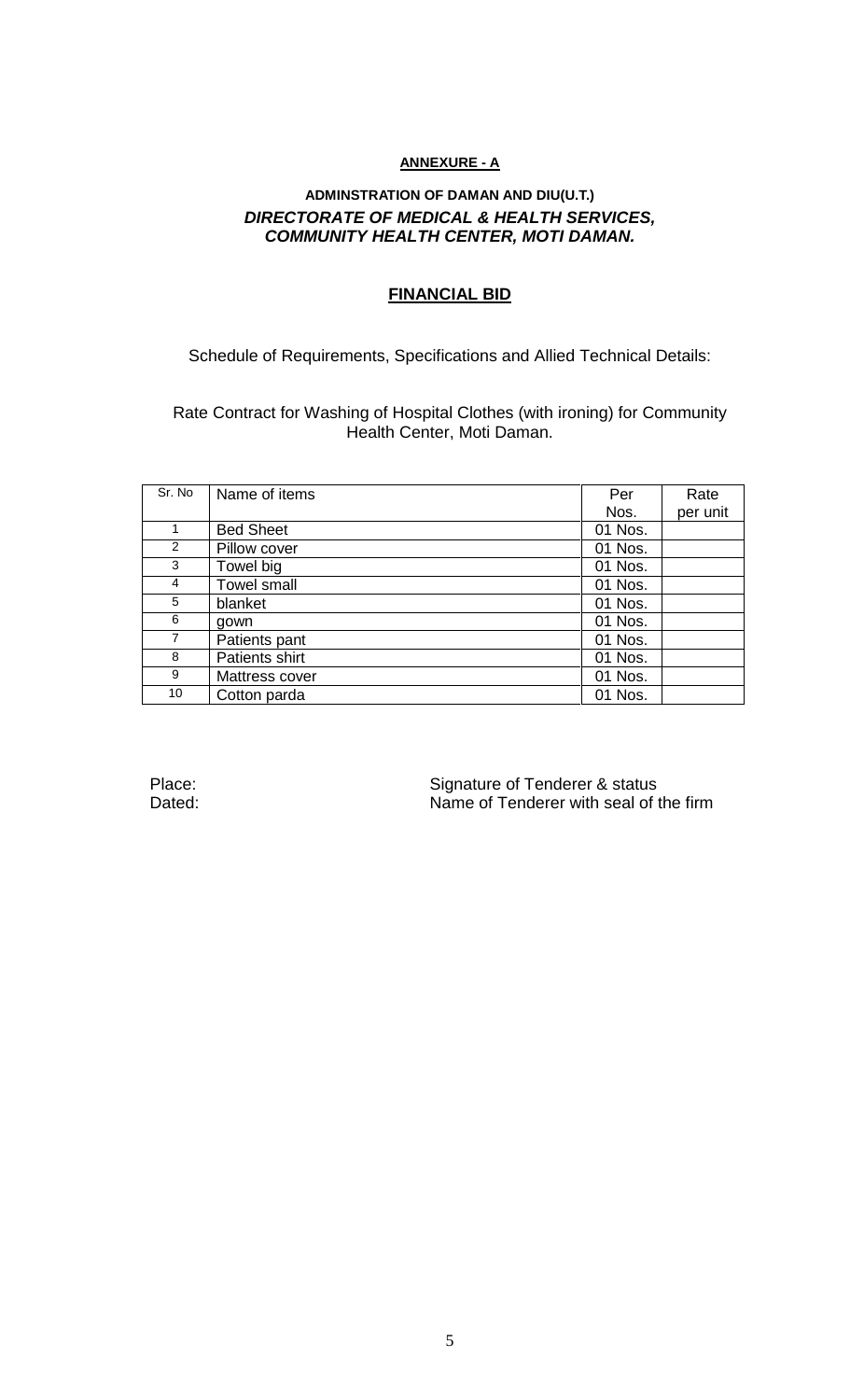**ANNEXURE - A**

**ADMINSTRATION OF DAMAN AND DIU(U.T.)**

***DIRECTORATE OF MEDICAL & HEALTH SERVICES, COMMUNITY HEALTH CENTER, MOTI DAMAN.***

**FINANCIAL BID**

Schedule of Requirements, Specifications and Allied Technical Details:

Rate Contract for Washing of Hospital Clothes (with ironing) for Community Health Center, Moti Daman.

| Sr. No | Name of items | Per Nos. | Rate per unit |
|---|---|---|---|
| 1 | Bed Sheet | 01 Nos. | |
| 2 | Pillow cover | 01 Nos. | |
| 3 | Towel big | 01 Nos. | |
| 4 | Towel small | 01 Nos. | |
| 5 | blanket | 01 Nos. | |
| 6 | gown | 01 Nos. | |
| 7 | Patients pant | 01 Nos. | |
| 8 | Patients shirt | 01 Nos. | |
| 9 | Mattress cover | 01 Nos. | |
| 10 | Cotton parda | 01 Nos. | |

Place:
Dated:

Signature of Tenderer & status
Name of Tenderer with seal of the firm